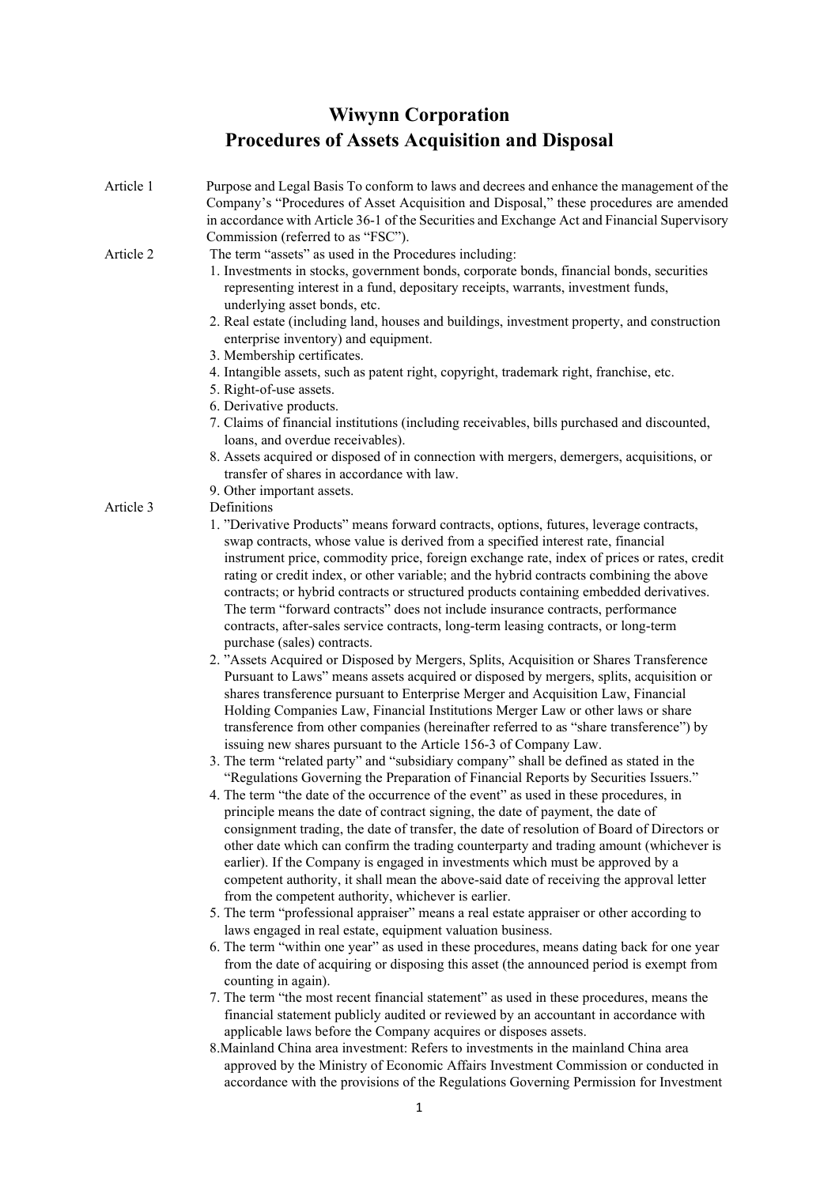# Wiwynn Corporation
# Procedures of Assets Acquisition and Disposal

**Article 1** Purpose and Legal Basis To conform to laws and decrees and enhance the management of the Company's "Procedures of Asset Acquisition and Disposal," these procedures are amended in accordance with Article 36-1 of the Securities and Exchange Act and Financial Supervisory Commission (referred to as "FSC").

**Article 2** The term "assets" as used in the Procedures including:

1. Investments in stocks, government bonds, corporate bonds, financial bonds, securities representing interest in a fund, depositary receipts, warrants, investment funds, underlying asset bonds, etc.
2. Real estate (including land, houses and buildings, investment property, and construction enterprise inventory) and equipment.
3. Membership certificates.
4. Intangible assets, such as patent right, copyright, trademark right, franchise, etc.
5. Right-of-use assets.
6. Derivative products.
7. Claims of financial institutions (including receivables, bills purchased and discounted, loans, and overdue receivables).
8. Assets acquired or disposed of in connection with mergers, demergers, acquisitions, or transfer of shares in accordance with law.
9. Other important assets.

**Article 3** Definitions

1. "Derivative Products" means forward contracts, options, futures, leverage contracts, swap contracts, whose value is derived from a specified interest rate, financial instrument price, commodity price, foreign exchange rate, index of prices or rates, credit rating or credit index, or other variable; and the hybrid contracts combining the above contracts; or hybrid contracts or structured products containing embedded derivatives. The term "forward contracts" does not include insurance contracts, performance contracts, after-sales service contracts, long-term leasing contracts, or long-term purchase (sales) contracts.
2. "Assets Acquired or Disposed by Mergers, Splits, Acquisition or Shares Transference Pursuant to Laws" means assets acquired or disposed by mergers, splits, acquisition or shares transference pursuant to Enterprise Merger and Acquisition Law, Financial Holding Companies Law, Financial Institutions Merger Law or other laws or share transference from other companies (hereinafter referred to as "share transference") by issuing new shares pursuant to the Article 156-3 of Company Law.
3. The term "related party" and "subsidiary company" shall be defined as stated in the "Regulations Governing the Preparation of Financial Reports by Securities Issuers."
4. The term "the date of the occurrence of the event" as used in these procedures, in principle means the date of contract signing, the date of payment, the date of consignment trading, the date of transfer, the date of resolution of Board of Directors or other date which can confirm the trading counterparty and trading amount (whichever is earlier). If the Company is engaged in investments which must be approved by a competent authority, it shall mean the above-said date of receiving the approval letter from the competent authority, whichever is earlier.
5. The term "professional appraiser" means a real estate appraiser or other according to laws engaged in real estate, equipment valuation business.
6. The term "within one year" as used in these procedures, means dating back for one year from the date of acquiring or disposing this asset (the announced period is exempt from counting in again).
7. The term "the most recent financial statement" as used in these procedures, means the financial statement publicly audited or reviewed by an accountant in accordance with applicable laws before the Company acquires or disposes assets.
8. Mainland China area investment: Refers to investments in the mainland China area approved by the Ministry of Economic Affairs Investment Commission or conducted in accordance with the provisions of the Regulations Governing Permission for Investment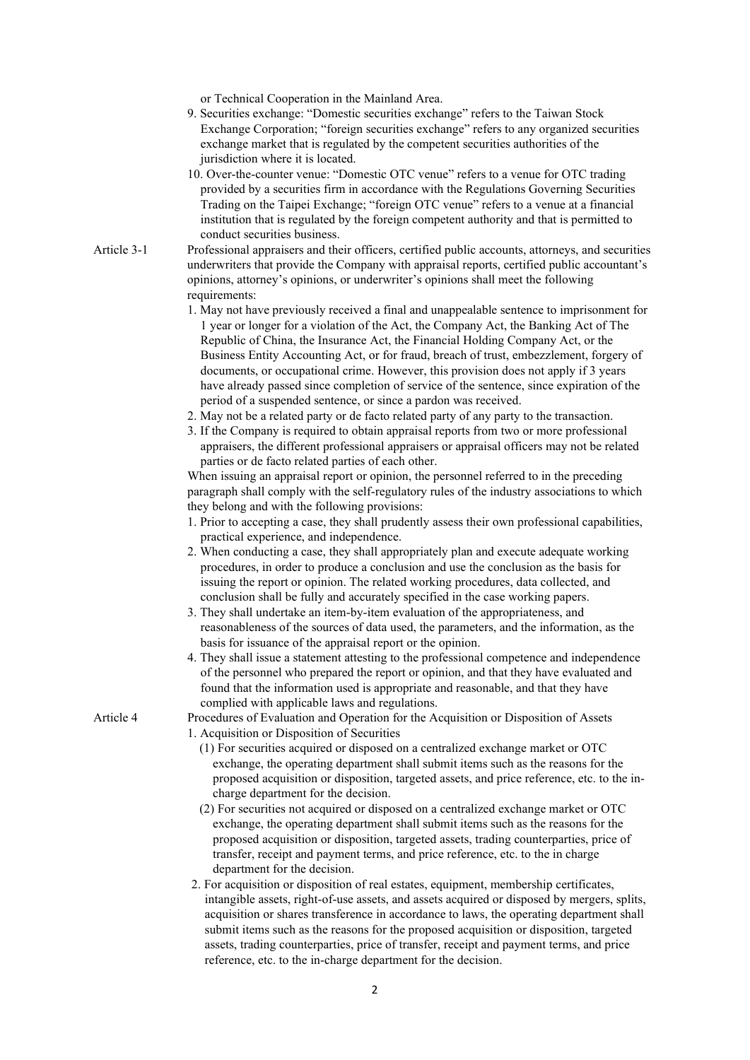or Technical Cooperation in the Mainland Area.

9. Securities exchange: "Domestic securities exchange" refers to the Taiwan Stock Exchange Corporation; "foreign securities exchange" refers to any organized securities exchange market that is regulated by the competent securities authorities of the jurisdiction where it is located.
10. Over-the-counter venue: "Domestic OTC venue" refers to a venue for OTC trading provided by a securities firm in accordance with the Regulations Governing Securities Trading on the Taipei Exchange; "foreign OTC venue" refers to a venue at a financial institution that is regulated by the foreign competent authority and that is permitted to conduct securities business.

**Article 3-1** Professional appraisers and their officers, certified public accounts, attorneys, and securities underwriters that provide the Company with appraisal reports, certified public accountant's opinions, attorney's opinions, or underwriter's opinions shall meet the following requirements:

1. May not have previously received a final and unappealable sentence to imprisonment for 1 year or longer for a violation of the Act, the Company Act, the Banking Act of The Republic of China, the Insurance Act, the Financial Holding Company Act, or the Business Entity Accounting Act, or for fraud, breach of trust, embezzlement, forgery of documents, or occupational crime. However, this provision does not apply if 3 years have already passed since completion of service of the sentence, since expiration of the period of a suspended sentence, or since a pardon was received.
2. May not be a related party or de facto related party of any party to the transaction.
3. If the Company is required to obtain appraisal reports from two or more professional appraisers, the different professional appraisers or appraisal officers may not be related parties or de facto related parties of each other.

When issuing an appraisal report or opinion, the personnel referred to in the preceding paragraph shall comply with the self-regulatory rules of the industry associations to which they belong and with the following provisions:

1. Prior to accepting a case, they shall prudently assess their own professional capabilities, practical experience, and independence.
2. When conducting a case, they shall appropriately plan and execute adequate working procedures, in order to produce a conclusion and use the conclusion as the basis for issuing the report or opinion. The related working procedures, data collected, and conclusion shall be fully and accurately specified in the case working papers.
3. They shall undertake an item-by-item evaluation of the appropriateness, and reasonableness of the sources of data used, the parameters, and the information, as the basis for issuance of the appraisal report or the opinion.
4. They shall issue a statement attesting to the professional competence and independence of the personnel who prepared the report or opinion, and that they have evaluated and found that the information used is appropriate and reasonable, and that they have complied with applicable laws and regulations.

**Article 4** Procedures of Evaluation and Operation for the Acquisition or Disposition of Assets

1. Acquisition or Disposition of Securities
   (1) For securities acquired or disposed on a centralized exchange market or OTC exchange, the operating department shall submit items such as the reasons for the proposed acquisition or disposition, targeted assets, and price reference, etc. to the in-charge department for the decision.
   (2) For securities not acquired or disposed on a centralized exchange market or OTC exchange, the operating department shall submit items such as the reasons for the proposed acquisition or disposition, targeted assets, trading counterparties, price of transfer, receipt and payment terms, and price reference, etc. to the in charge department for the decision.
2. For acquisition or disposition of real estates, equipment, membership certificates, intangible assets, right-of-use assets, and assets acquired or disposed by mergers, splits, acquisition or shares transference in accordance to laws, the operating department shall submit items such as the reasons for the proposed acquisition or disposition, targeted assets, trading counterparties, price of transfer, receipt and payment terms, and price reference, etc. to the in-charge department for the decision.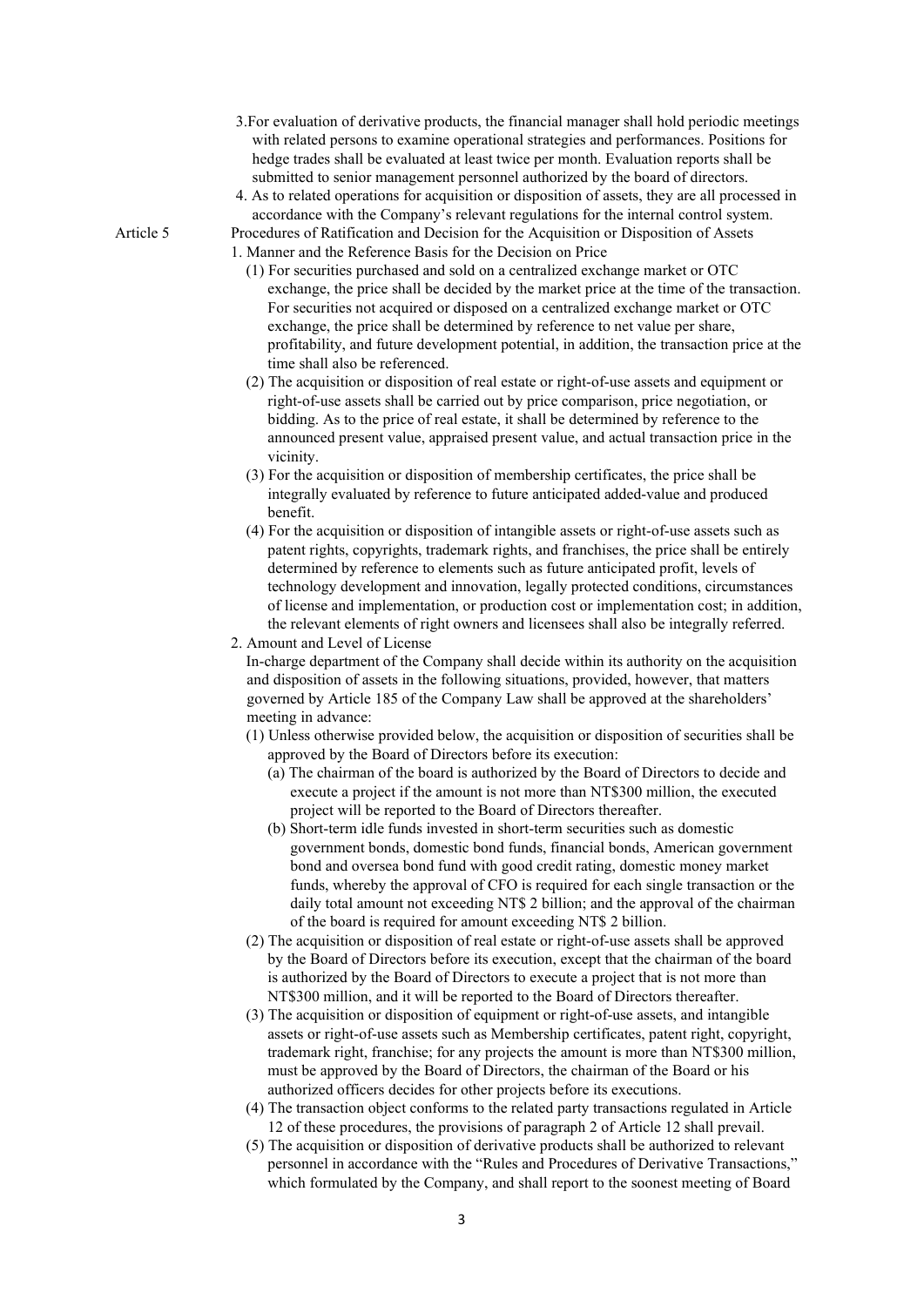3. For evaluation of derivative products, the financial manager shall hold periodic meetings with related persons to examine operational strategies and performances. Positions for hedge trades shall be evaluated at least twice per month. Evaluation reports shall be submitted to senior management personnel authorized by the board of directors.

4. As to related operations for acquisition or disposition of assets, they are all processed in accordance with the Company's relevant regulations for the internal control system.

Article 5 Procedures of Ratification and Decision for the Acquisition or Disposition of Assets

1. Manner and the Reference Basis for the Decision on Price

   (1) For securities purchased and sold on a centralized exchange market or OTC exchange, the price shall be decided by the market price at the time of the transaction. For securities not acquired or disposed on a centralized exchange market or OTC exchange, the price shall be determined by reference to net value per share, profitability, and future development potential, in addition, the transaction price at the time shall also be referenced.

   (2) The acquisition or disposition of real estate or right-of-use assets and equipment or right-of-use assets shall be carried out by price comparison, price negotiation, or bidding. As to the price of real estate, it shall be determined by reference to the announced present value, appraised present value, and actual transaction price in the vicinity.

   (3) For the acquisition or disposition of membership certificates, the price shall be integrally evaluated by reference to future anticipated added-value and produced benefit.

   (4) For the acquisition or disposition of intangible assets or right-of-use assets such as patent rights, copyrights, trademark rights, and franchises, the price shall be entirely determined by reference to elements such as future anticipated profit, levels of technology development and innovation, legally protected conditions, circumstances of license and implementation, or production cost or implementation cost; in addition, the relevant elements of right owners and licensees shall also be integrally referred.

2. Amount and Level of License

   In-charge department of the Company shall decide within its authority on the acquisition and disposition of assets in the following situations, provided, however, that matters governed by Article 185 of the Company Law shall be approved at the shareholders' meeting in advance:

   (1) Unless otherwise provided below, the acquisition or disposition of securities shall be approved by the Board of Directors before its execution:

      (a) The chairman of the board is authorized by the Board of Directors to decide and execute a project if the amount is not more than NT$300 million, the executed project will be reported to the Board of Directors thereafter.

      (b) Short-term idle funds invested in short-term securities such as domestic government bonds, domestic bond funds, financial bonds, American government bond and oversea bond fund with good credit rating, domestic money market funds, whereby the approval of CFO is required for each single transaction or the daily total amount not exceeding NT$ 2 billion; and the approval of the chairman of the board is required for amount exceeding NT$ 2 billion.

   (2) The acquisition or disposition of real estate or right-of-use assets shall be approved by the Board of Directors before its execution, except that the chairman of the board is authorized by the Board of Directors to execute a project that is not more than NT$300 million, and it will be reported to the Board of Directors thereafter.

   (3) The acquisition or disposition of equipment or right-of-use assets, and intangible assets or right-of-use assets such as Membership certificates, patent right, copyright, trademark right, franchise; for any projects the amount is more than NT$300 million, must be approved by the Board of Directors, the chairman of the Board or his authorized officers decides for other projects before its executions.

   (4) The transaction object conforms to the related party transactions regulated in Article 12 of these procedures, the provisions of paragraph 2 of Article 12 shall prevail.

   (5) The acquisition or disposition of derivative products shall be authorized to relevant personnel in accordance with the "Rules and Procedures of Derivative Transactions," which formulated by the Company, and shall report to the soonest meeting of Board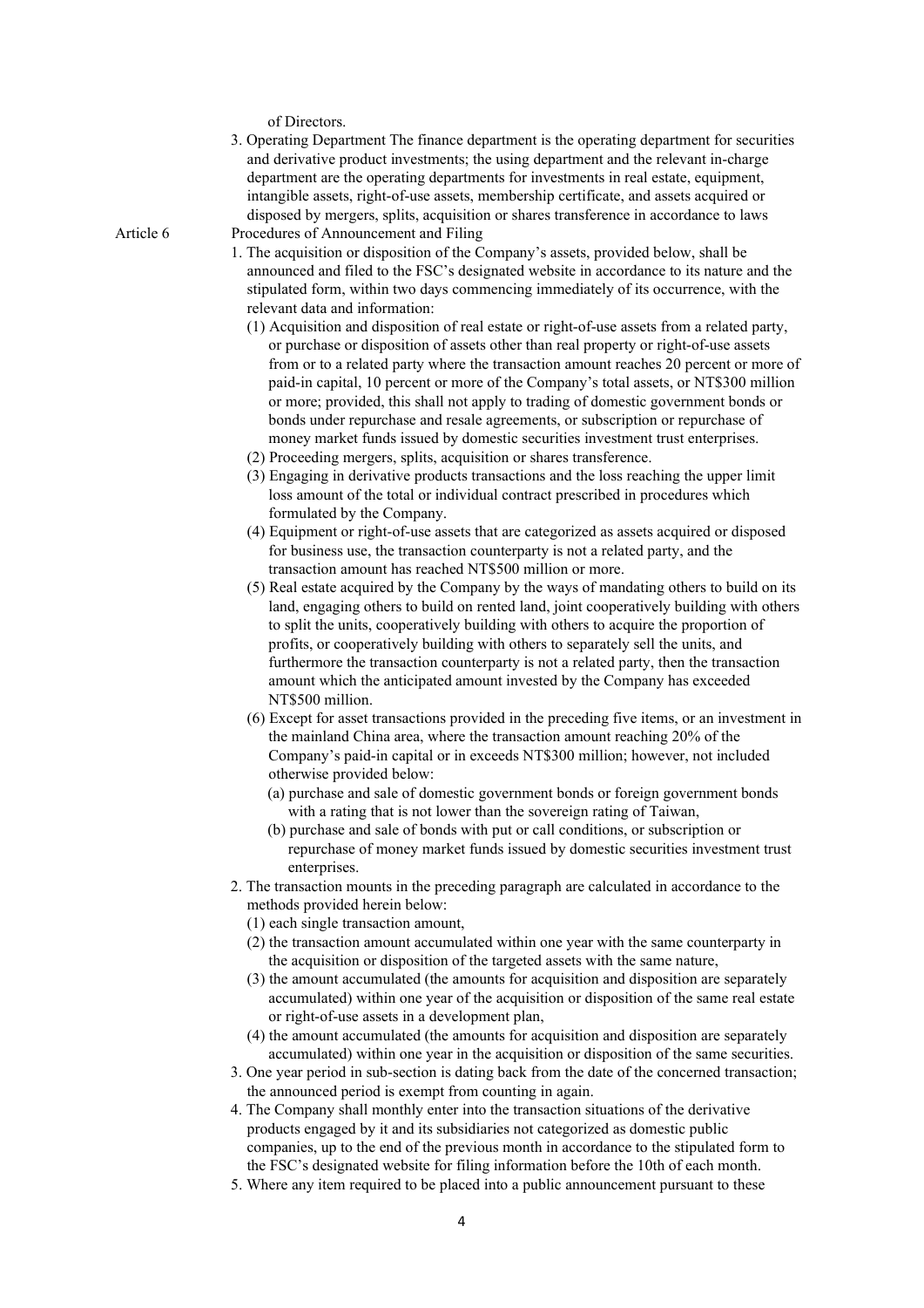of Directors.

3. Operating Department The finance department is the operating department for securities and derivative product investments; the using department and the relevant in-charge department are the operating departments for investments in real estate, equipment, intangible assets, right-of-use assets, membership certificate, and assets acquired or disposed by mergers, splits, acquisition or shares transference in accordance to laws

Article 6 Procedures of Announcement and Filing

1. The acquisition or disposition of the Company's assets, provided below, shall be announced and filed to the FSC's designated website in accordance to its nature and the stipulated form, within two days commencing immediately of its occurrence, with the relevant data and information:
   (1) Acquisition and disposition of real estate or right-of-use assets from a related party, or purchase or disposition of assets other than real property or right-of-use assets from or to a related party where the transaction amount reaches 20 percent or more of paid-in capital, 10 percent or more of the Company's total assets, or NT$300 million or more; provided, this shall not apply to trading of domestic government bonds or bonds under repurchase and resale agreements, or subscription or repurchase of money market funds issued by domestic securities investment trust enterprises.
   (2) Proceeding mergers, splits, acquisition or shares transference.
   (3) Engaging in derivative products transactions and the loss reaching the upper limit loss amount of the total or individual contract prescribed in procedures which formulated by the Company.
   (4) Equipment or right-of-use assets that are categorized as assets acquired or disposed for business use, the transaction counterparty is not a related party, and the transaction amount has reached NT$500 million or more.
   (5) Real estate acquired by the Company by the ways of mandating others to build on its land, engaging others to build on rented land, joint cooperatively building with others to split the units, cooperatively building with others to acquire the proportion of profits, or cooperatively building with others to separately sell the units, and furthermore the transaction counterparty is not a related party, then the transaction amount which the anticipated amount invested by the Company has exceeded NT$500 million.
   (6) Except for asset transactions provided in the preceding five items, or an investment in the mainland China area, where the transaction amount reaching 20% of the Company's paid-in capital or in exceeds NT$300 million; however, not included otherwise provided below:
      (a) purchase and sale of domestic government bonds or foreign government bonds with a rating that is not lower than the sovereign rating of Taiwan,
      (b) purchase and sale of bonds with put or call conditions, or subscription or repurchase of money market funds issued by domestic securities investment trust enterprises.
2. The transaction mounts in the preceding paragraph are calculated in accordance to the methods provided herein below:
   (1) each single transaction amount,
   (2) the transaction amount accumulated within one year with the same counterparty in the acquisition or disposition of the targeted assets with the same nature,
   (3) the amount accumulated (the amounts for acquisition and disposition are separately accumulated) within one year of the acquisition or disposition of the same real estate or right-of-use assets in a development plan,
   (4) the amount accumulated (the amounts for acquisition and disposition are separately accumulated) within one year in the acquisition or disposition of the same securities.
3. One year period in sub-section is dating back from the date of the concerned transaction; the announced period is exempt from counting in again.
4. The Company shall monthly enter into the transaction situations of the derivative products engaged by it and its subsidiaries not categorized as domestic public companies, up to the end of the previous month in accordance to the stipulated form to the FSC's designated website for filing information before the 10th of each month.
5. Where any item required to be placed into a public announcement pursuant to these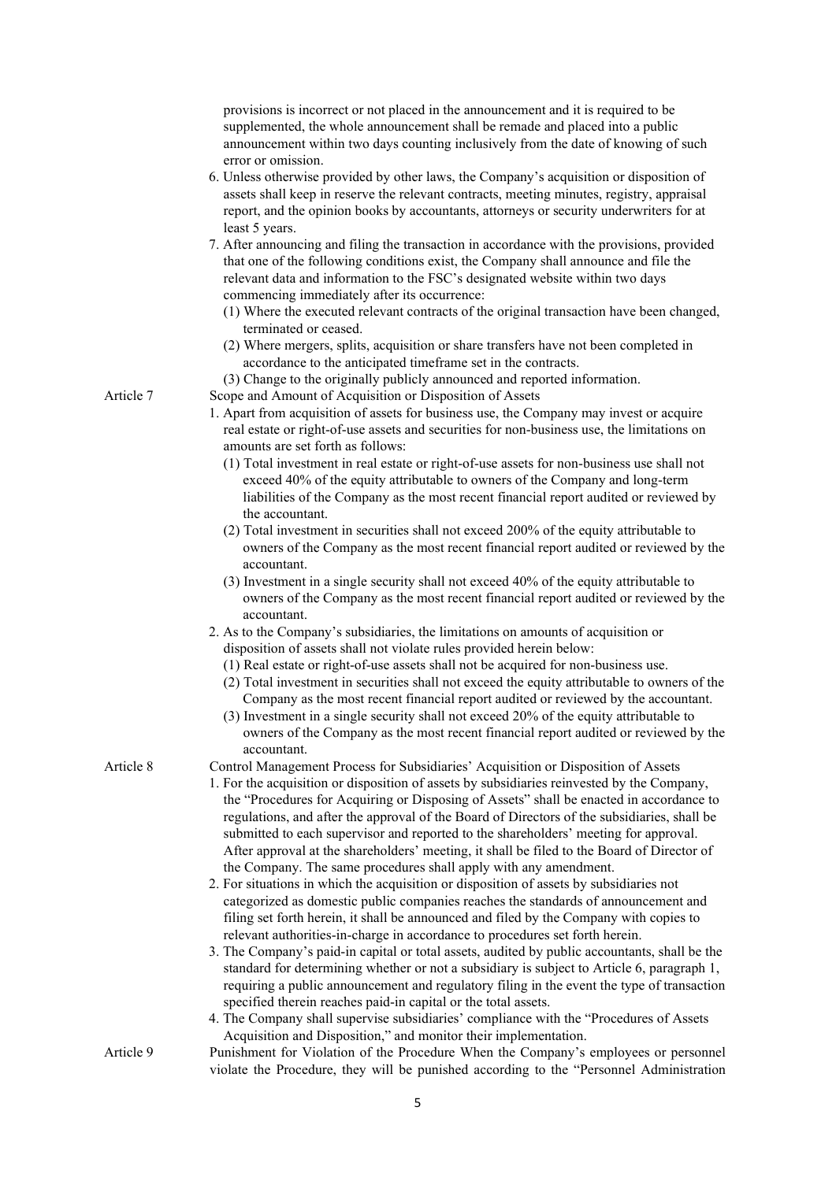provisions is incorrect or not placed in the announcement and it is required to be supplemented, the whole announcement shall be remade and placed into a public announcement within two days counting inclusively from the date of knowing of such error or omission.

6. Unless otherwise provided by other laws, the Company's acquisition or disposition of assets shall keep in reserve the relevant contracts, meeting minutes, registry, appraisal report, and the opinion books by accountants, attorneys or security underwriters for at least 5 years.
7. After announcing and filing the transaction in accordance with the provisions, provided that one of the following conditions exist, the Company shall announce and file the relevant data and information to the FSC's designated website within two days commencing immediately after its occurrence:
   (1) Where the executed relevant contracts of the original transaction have been changed, terminated or ceased.
   (2) Where mergers, splits, acquisition or share transfers have not been completed in accordance to the anticipated timeframe set in the contracts.
   (3) Change to the originally publicly announced and reported information.

**Article 7** Scope and Amount of Acquisition or Disposition of Assets

1. Apart from acquisition of assets for business use, the Company may invest or acquire real estate or right-of-use assets and securities for non-business use, the limitations on amounts are set forth as follows:
   (1) Total investment in real estate or right-of-use assets for non-business use shall not exceed 40% of the equity attributable to owners of the Company and long-term liabilities of the Company as the most recent financial report audited or reviewed by the accountant.
   (2) Total investment in securities shall not exceed 200% of the equity attributable to owners of the Company as the most recent financial report audited or reviewed by the accountant.
   (3) Investment in a single security shall not exceed 40% of the equity attributable to owners of the Company as the most recent financial report audited or reviewed by the accountant.
2. As to the Company's subsidiaries, the limitations on amounts of acquisition or disposition of assets shall not violate rules provided herein below:
   (1) Real estate or right-of-use assets shall not be acquired for non-business use.
   (2) Total investment in securities shall not exceed the equity attributable to owners of the Company as the most recent financial report audited or reviewed by the accountant.
   (3) Investment in a single security shall not exceed 20% of the equity attributable to owners of the Company as the most recent financial report audited or reviewed by the accountant.

**Article 8** Control Management Process for Subsidiaries' Acquisition or Disposition of Assets

1. For the acquisition or disposition of assets by subsidiaries reinvested by the Company, the "Procedures for Acquiring or Disposing of Assets" shall be enacted in accordance to regulations, and after the approval of the Board of Directors of the subsidiaries, shall be submitted to each supervisor and reported to the shareholders' meeting for approval. After approval at the shareholders' meeting, it shall be filed to the Board of Director of the Company. The same procedures shall apply with any amendment.
2. For situations in which the acquisition or disposition of assets by subsidiaries not categorized as domestic public companies reaches the standards of announcement and filing set forth herein, it shall be announced and filed by the Company with copies to relevant authorities-in-charge in accordance to procedures set forth herein.
3. The Company's paid-in capital or total assets, audited by public accountants, shall be the standard for determining whether or not a subsidiary is subject to Article 6, paragraph 1, requiring a public announcement and regulatory filing in the event the type of transaction specified therein reaches paid-in capital or the total assets.
4. The Company shall supervise subsidiaries' compliance with the "Procedures of Assets Acquisition and Disposition," and monitor their implementation.

**Article 9** Punishment for Violation of the Procedure When the Company's employees or personnel violate the Procedure, they will be punished according to the "Personnel Administration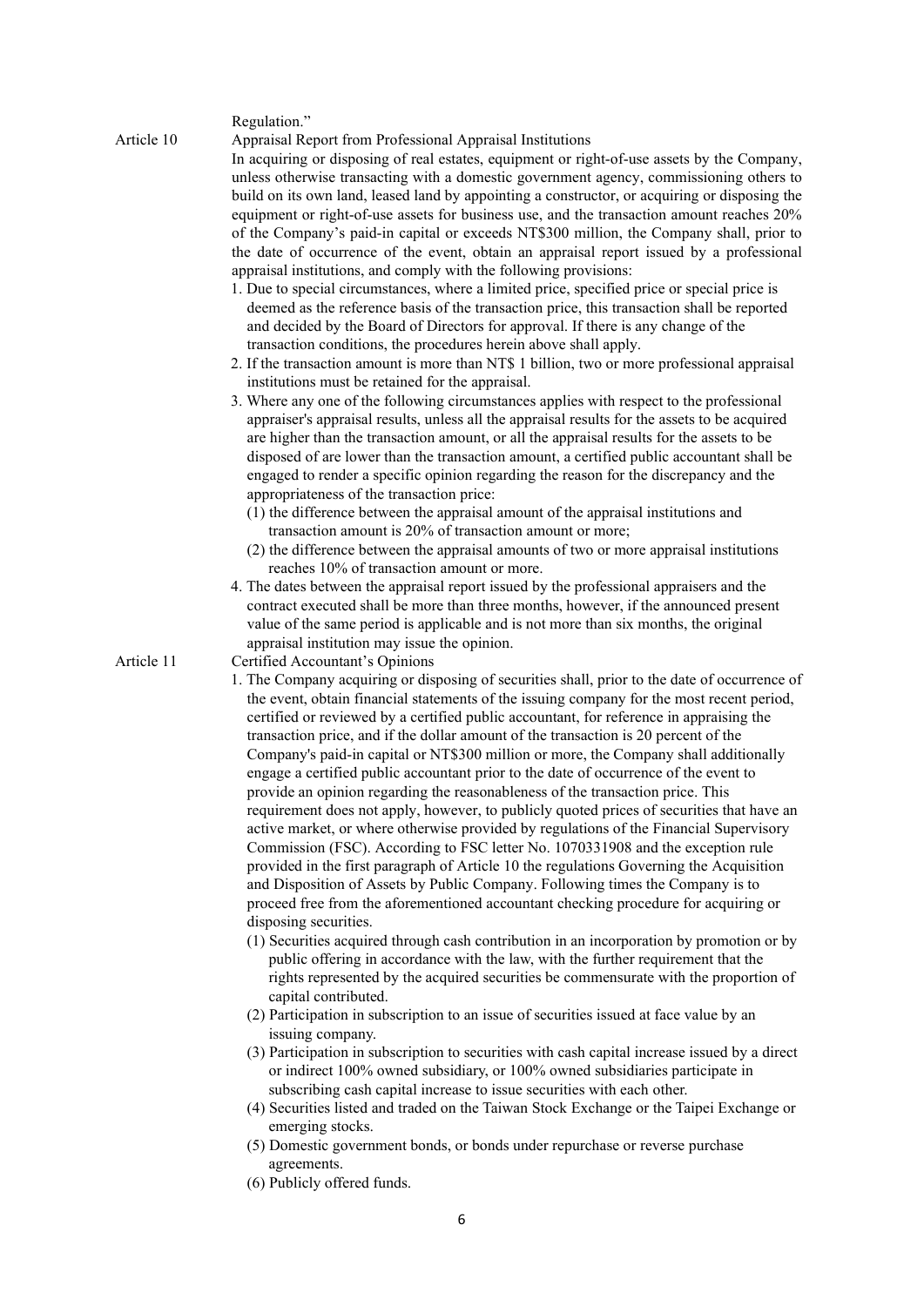Regulation."

**Article 10 Appraisal Report from Professional Appraisal Institutions**

In acquiring or disposing of real estates, equipment or right-of-use assets by the Company, unless otherwise transacting with a domestic government agency, commissioning others to build on its own land, leased land by appointing a constructor, or acquiring or disposing the equipment or right-of-use assets for business use, and the transaction amount reaches 20% of the Company's paid-in capital or exceeds NT$300 million, the Company shall, prior to the date of occurrence of the event, obtain an appraisal report issued by a professional appraisal institutions, and comply with the following provisions:

1. Due to special circumstances, where a limited price, specified price or special price is deemed as the reference basis of the transaction price, this transaction shall be reported and decided by the Board of Directors for approval. If there is any change of the transaction conditions, the procedures herein above shall apply.
2. If the transaction amount is more than NT$ 1 billion, two or more professional appraisal institutions must be retained for the appraisal.
3. Where any one of the following circumstances applies with respect to the professional appraiser's appraisal results, unless all the appraisal results for the assets to be acquired are higher than the transaction amount, or all the appraisal results for the assets to be disposed of are lower than the transaction amount, a certified public accountant shall be engaged to render a specific opinion regarding the reason for the discrepancy and the appropriateness of the transaction price:
   (1) the difference between the appraisal amount of the appraisal institutions and transaction amount is 20% of transaction amount or more;
   (2) the difference between the appraisal amounts of two or more appraisal institutions reaches 10% of transaction amount or more.
4. The dates between the appraisal report issued by the professional appraisers and the contract executed shall be more than three months, however, if the announced present value of the same period is applicable and is not more than six months, the original appraisal institution may issue the opinion.

**Article 11 Certified Accountant's Opinions**

1. The Company acquiring or disposing of securities shall, prior to the date of occurrence of the event, obtain financial statements of the issuing company for the most recent period, certified or reviewed by a certified public accountant, for reference in appraising the transaction price, and if the dollar amount of the transaction is 20 percent of the Company's paid-in capital or NT$300 million or more, the Company shall additionally engage a certified public accountant prior to the date of occurrence of the event to provide an opinion regarding the reasonableness of the transaction price. This requirement does not apply, however, to publicly quoted prices of securities that have an active market, or where otherwise provided by regulations of the Financial Supervisory Commission (FSC). According to FSC letter No. 1070331908 and the exception rule provided in the first paragraph of Article 10 the regulations Governing the Acquisition and Disposition of Assets by Public Company. Following times the Company is to proceed free from the aforementioned accountant checking procedure for acquiring or disposing securities.
   (1) Securities acquired through cash contribution in an incorporation by promotion or by public offering in accordance with the law, with the further requirement that the rights represented by the acquired securities be commensurate with the proportion of capital contributed.
   (2) Participation in subscription to an issue of securities issued at face value by an issuing company.
   (3) Participation in subscription to securities with cash capital increase issued by a direct or indirect 100% owned subsidiary, or 100% owned subsidiaries participate in subscribing cash capital increase to issue securities with each other.
   (4) Securities listed and traded on the Taiwan Stock Exchange or the Taipei Exchange or emerging stocks.
   (5) Domestic government bonds, or bonds under repurchase or reverse purchase agreements.
   (6) Publicly offered funds.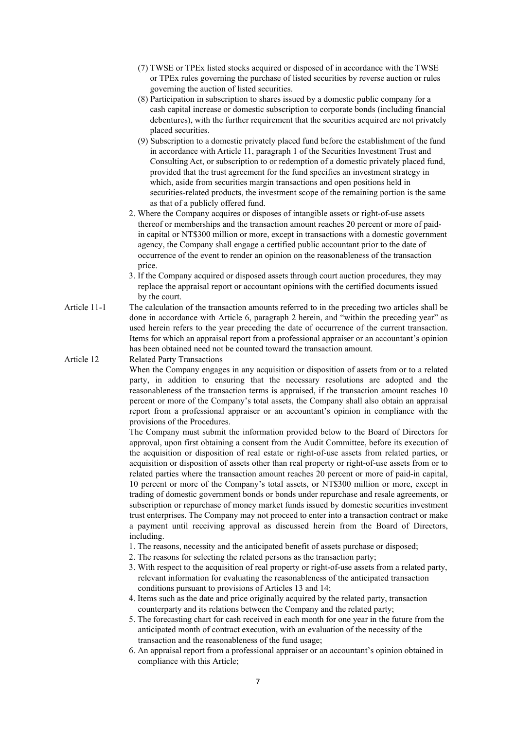(7) TWSE or TPEx listed stocks acquired or disposed of in accordance with the TWSE or TPEx rules governing the purchase of listed securities by reverse auction or rules governing the auction of listed securities.

(8) Participation in subscription to shares issued by a domestic public company for a cash capital increase or domestic subscription to corporate bonds (including financial debentures), with the further requirement that the securities acquired are not privately placed securities.

(9) Subscription to a domestic privately placed fund before the establishment of the fund in accordance with Article 11, paragraph 1 of the Securities Investment Trust and Consulting Act, or subscription to or redemption of a domestic privately placed fund, provided that the trust agreement for the fund specifies an investment strategy in which, aside from securities margin transactions and open positions held in securities-related products, the investment scope of the remaining portion is the same as that of a publicly offered fund.

2. Where the Company acquires or disposes of intangible assets or right-of-use assets thereof or memberships and the transaction amount reaches 20 percent or more of paid-in capital or NT$300 million or more, except in transactions with a domestic government agency, the Company shall engage a certified public accountant prior to the date of occurrence of the event to render an opinion on the reasonableness of the transaction price.

3. If the Company acquired or disposed assets through court auction procedures, they may replace the appraisal report or accountant opinions with the certified documents issued by the court.

**Article 11-1**

The calculation of the transaction amounts referred to in the preceding two articles shall be done in accordance with Article 6, paragraph 2 herein, and "within the preceding year" as used herein refers to the year preceding the date of occurrence of the current transaction. Items for which an appraisal report from a professional appraiser or an accountant's opinion has been obtained need not be counted toward the transaction amount.

**Article 12**

Related Party Transactions

When the Company engages in any acquisition or disposition of assets from or to a related party, in addition to ensuring that the necessary resolutions are adopted and the reasonableness of the transaction terms is appraised, if the transaction amount reaches 10 percent or more of the Company's total assets, the Company shall also obtain an appraisal report from a professional appraiser or an accountant's opinion in compliance with the provisions of the Procedures.

The Company must submit the information provided below to the Board of Directors for approval, upon first obtaining a consent from the Audit Committee, before its execution of the acquisition or disposition of real estate or right-of-use assets from related parties, or acquisition or disposition of assets other than real property or right-of-use assets from or to related parties where the transaction amount reaches 20 percent or more of paid-in capital, 10 percent or more of the Company's total assets, or NT$300 million or more, except in trading of domestic government bonds or bonds under repurchase and resale agreements, or subscription or repurchase of money market funds issued by domestic securities investment trust enterprises. The Company may not proceed to enter into a transaction contract or make a payment until receiving approval as discussed herein from the Board of Directors, including.

1. The reasons, necessity and the anticipated benefit of assets purchase or disposed;
2. The reasons for selecting the related persons as the transaction party;
3. With respect to the acquisition of real property or right-of-use assets from a related party, relevant information for evaluating the reasonableness of the anticipated transaction conditions pursuant to provisions of Articles 13 and 14;
4. Items such as the date and price originally acquired by the related party, transaction counterparty and its relations between the Company and the related party;
5. The forecasting chart for cash received in each month for one year in the future from the anticipated month of contract execution, with an evaluation of the necessity of the transaction and the reasonableness of the fund usage;
6. An appraisal report from a professional appraiser or an accountant's opinion obtained in compliance with this Article;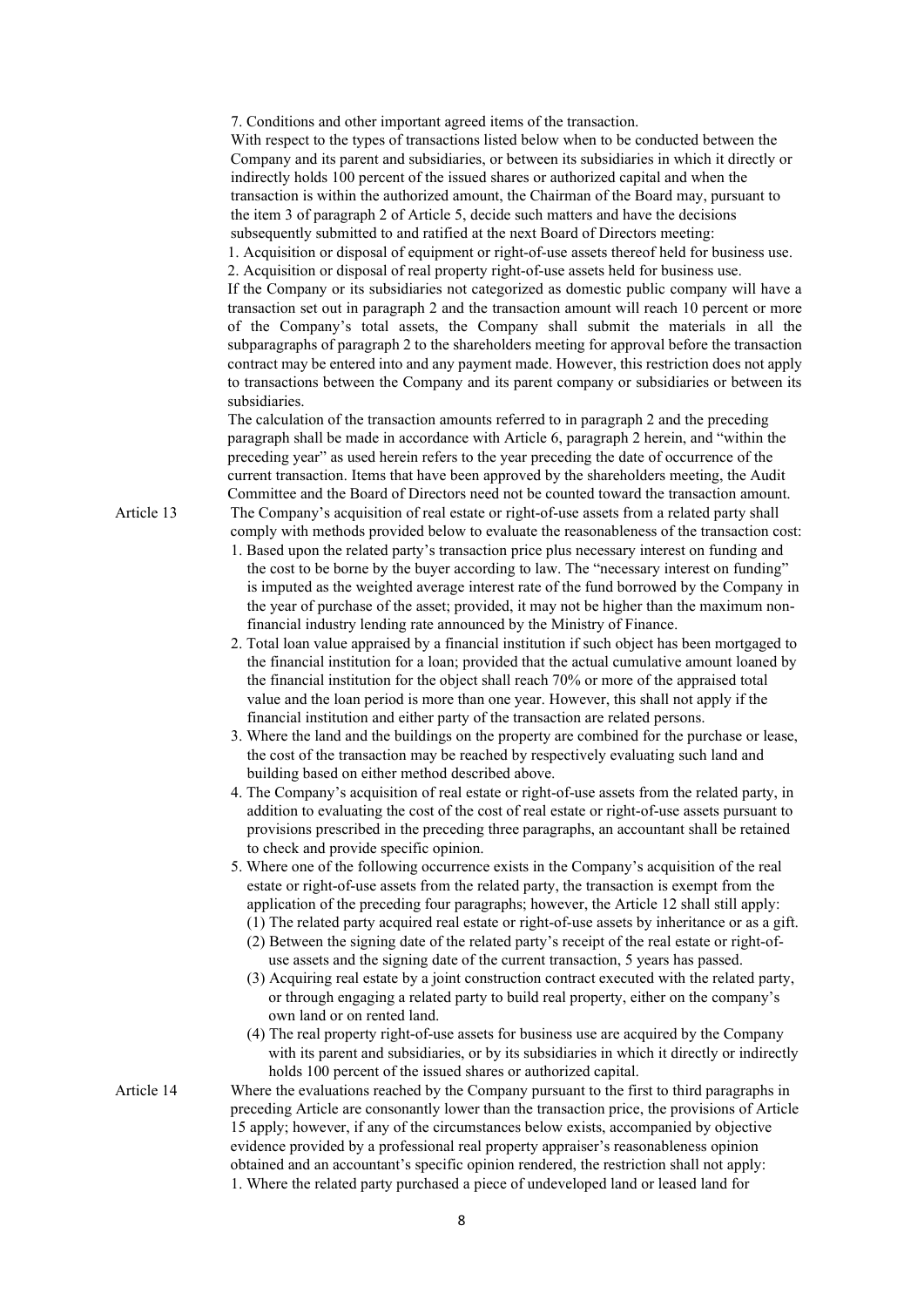7. Conditions and other important agreed items of the transaction.

With respect to the types of transactions listed below when to be conducted between the Company and its parent and subsidiaries, or between its subsidiaries in which it directly or indirectly holds 100 percent of the issued shares or authorized capital and when the transaction is within the authorized amount, the Chairman of the Board may, pursuant to the item 3 of paragraph 2 of Article 5, decide such matters and have the decisions subsequently submitted to and ratified at the next Board of Directors meeting:

1. Acquisition or disposal of equipment or right-of-use assets thereof held for business use.
2. Acquisition or disposal of real property right-of-use assets held for business use.

If the Company or its subsidiaries not categorized as domestic public company will have a transaction set out in paragraph 2 and the transaction amount will reach 10 percent or more of the Company's total assets, the Company shall submit the materials in all the subparagraphs of paragraph 2 to the shareholders meeting for approval before the transaction contract may be entered into and any payment made. However, this restriction does not apply to transactions between the Company and its parent company or subsidiaries or between its subsidiaries.

The calculation of the transaction amounts referred to in paragraph 2 and the preceding paragraph shall be made in accordance with Article 6, paragraph 2 herein, and "within the preceding year" as used herein refers to the year preceding the date of occurrence of the current transaction. Items that have been approved by the shareholders meeting, the Audit Committee and the Board of Directors need not be counted toward the transaction amount.

Article 13 The Company's acquisition of real estate or right-of-use assets from a related party shall comply with methods provided below to evaluate the reasonableness of the transaction cost:

1. Based upon the related party's transaction price plus necessary interest on funding and the cost to be borne by the buyer according to law. The "necessary interest on funding" is imputed as the weighted average interest rate of the fund borrowed by the Company in the year of purchase of the asset; provided, it may not be higher than the maximum non-financial industry lending rate announced by the Ministry of Finance.
2. Total loan value appraised by a financial institution if such object has been mortgaged to the financial institution for a loan; provided that the actual cumulative amount loaned by the financial institution for the object shall reach 70% or more of the appraised total value and the loan period is more than one year. However, this shall not apply if the financial institution and either party of the transaction are related persons.
3. Where the land and the buildings on the property are combined for the purchase or lease, the cost of the transaction may be reached by respectively evaluating such land and building based on either method described above.
4. The Company's acquisition of real estate or right-of-use assets from the related party, in addition to evaluating the cost of the cost of real estate or right-of-use assets pursuant to provisions prescribed in the preceding three paragraphs, an accountant shall be retained to check and provide specific opinion.
5. Where one of the following occurrence exists in the Company's acquisition of the real estate or right-of-use assets from the related party, the transaction is exempt from the application of the preceding four paragraphs; however, the Article 12 shall still apply:
   (1) The related party acquired real estate or right-of-use assets by inheritance or as a gift.
   (2) Between the signing date of the related party's receipt of the real estate or right-of-use assets and the signing date of the current transaction, 5 years has passed.
   (3) Acquiring real estate by a joint construction contract executed with the related party, or through engaging a related party to build real property, either on the company's own land or on rented land.
   (4) The real property right-of-use assets for business use are acquired by the Company with its parent and subsidiaries, or by its subsidiaries in which it directly or indirectly holds 100 percent of the issued shares or authorized capital.

Article 14 Where the evaluations reached by the Company pursuant to the first to third paragraphs in preceding Article are consonantly lower than the transaction price, the provisions of Article 15 apply; however, if any of the circumstances below exists, accompanied by objective evidence provided by a professional real property appraiser's reasonableness opinion obtained and an accountant's specific opinion rendered, the restriction shall not apply:

1. Where the related party purchased a piece of undeveloped land or leased land for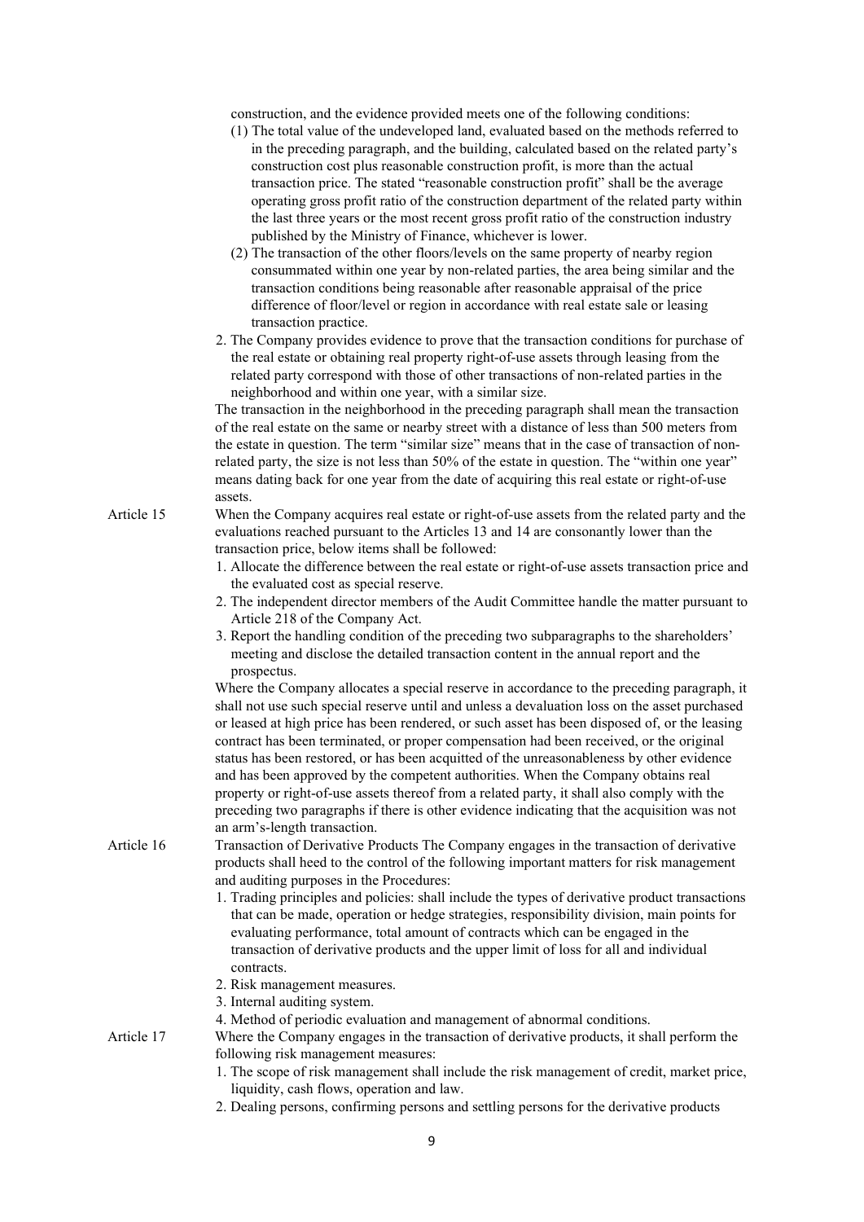construction, and the evidence provided meets one of the following conditions:

(1) The total value of the undeveloped land, evaluated based on the methods referred to in the preceding paragraph, and the building, calculated based on the related party's construction cost plus reasonable construction profit, is more than the actual transaction price. The stated "reasonable construction profit" shall be the average operating gross profit ratio of the construction department of the related party within the last three years or the most recent gross profit ratio of the construction industry published by the Ministry of Finance, whichever is lower.

(2) The transaction of the other floors/levels on the same property of nearby region consummated within one year by non-related parties, the area being similar and the transaction conditions being reasonable after reasonable appraisal of the price difference of floor/level or region in accordance with real estate sale or leasing transaction practice.

2. The Company provides evidence to prove that the transaction conditions for purchase of the real estate or obtaining real property right-of-use assets through leasing from the related party correspond with those of other transactions of non-related parties in the neighborhood and within one year, with a similar size.

The transaction in the neighborhood in the preceding paragraph shall mean the transaction of the real estate on the same or nearby street with a distance of less than 500 meters from the estate in question. The term "similar size" means that in the case of transaction of non-related party, the size is not less than 50% of the estate in question. The "within one year" means dating back for one year from the date of acquiring this real estate or right-of-use assets.

Article 15 When the Company acquires real estate or right-of-use assets from the related party and the evaluations reached pursuant to the Articles 13 and 14 are consonantly lower than the transaction price, below items shall be followed:

1. Allocate the difference between the real estate or right-of-use assets transaction price and the evaluated cost as special reserve.
2. The independent director members of the Audit Committee handle the matter pursuant to Article 218 of the Company Act.
3. Report the handling condition of the preceding two subparagraphs to the shareholders' meeting and disclose the detailed transaction content in the annual report and the prospectus.

Where the Company allocates a special reserve in accordance to the preceding paragraph, it shall not use such special reserve until and unless a devaluation loss on the asset purchased or leased at high price has been rendered, or such asset has been disposed of, or the leasing contract has been terminated, or proper compensation had been received, or the original status has been restored, or has been acquitted of the unreasonableness by other evidence and has been approved by the competent authorities. When the Company obtains real property or right-of-use assets thereof from a related party, it shall also comply with the preceding two paragraphs if there is other evidence indicating that the acquisition was not an arm's-length transaction.

Article 16 Transaction of Derivative Products The Company engages in the transaction of derivative products shall heed to the control of the following important matters for risk management and auditing purposes in the Procedures:

1. Trading principles and policies: shall include the types of derivative product transactions that can be made, operation or hedge strategies, responsibility division, main points for evaluating performance, total amount of contracts which can be engaged in the transaction of derivative products and the upper limit of loss for all and individual contracts.
2. Risk management measures.
3. Internal auditing system.
4. Method of periodic evaluation and management of abnormal conditions.

Article 17 Where the Company engages in the transaction of derivative products, it shall perform the following risk management measures:

1. The scope of risk management shall include the risk management of credit, market price, liquidity, cash flows, operation and law.
2. Dealing persons, confirming persons and settling persons for the derivative products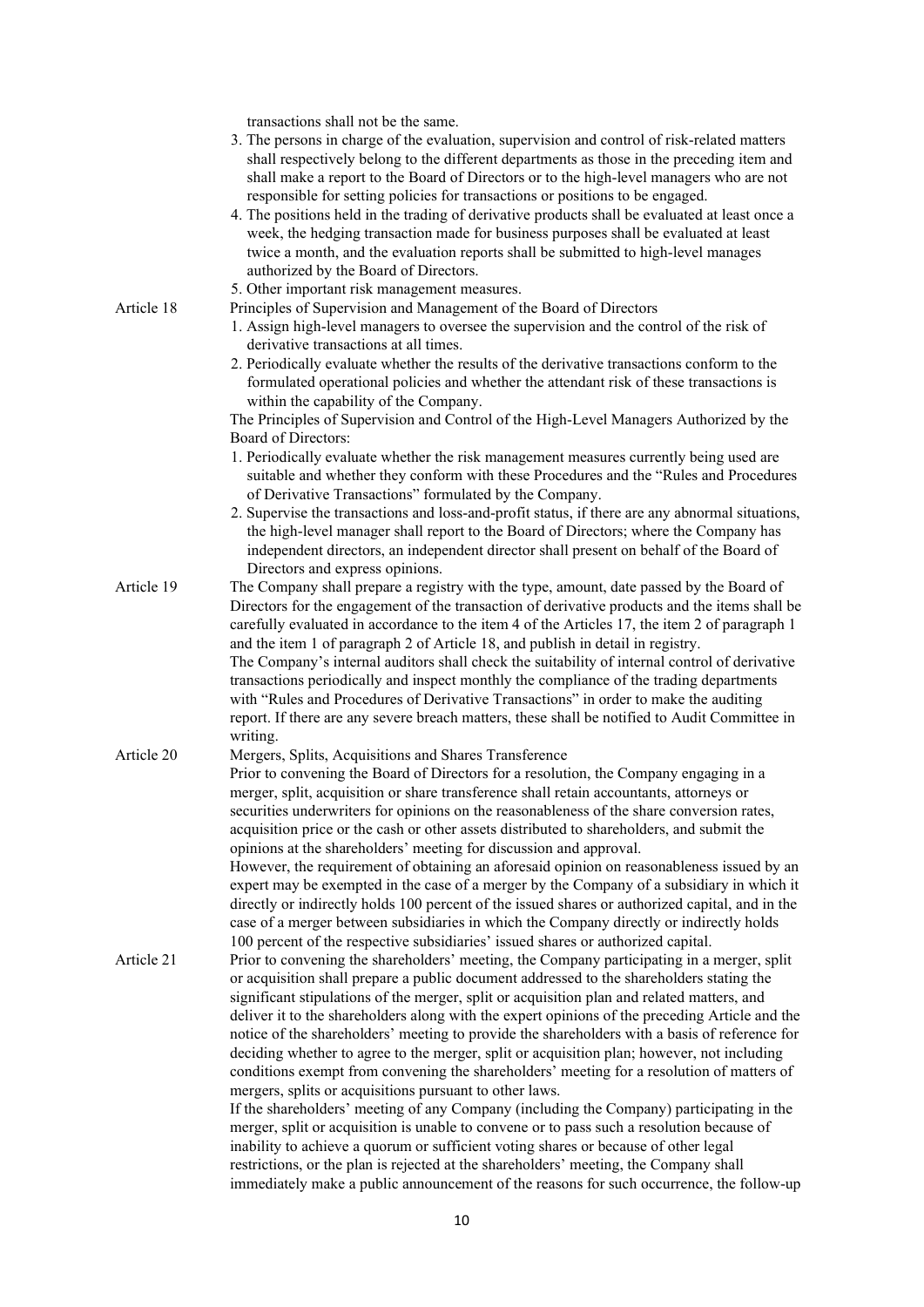transactions shall not be the same.

3. The persons in charge of the evaluation, supervision and control of risk-related matters shall respectively belong to the different departments as those in the preceding item and shall make a report to the Board of Directors or to the high-level managers who are not responsible for setting policies for transactions or positions to be engaged.
4. The positions held in the trading of derivative products shall be evaluated at least once a week, the hedging transaction made for business purposes shall be evaluated at least twice a month, and the evaluation reports shall be submitted to high-level manages authorized by the Board of Directors.
5. Other important risk management measures.

**Article 18** Principles of Supervision and Management of the Board of Directors

1. Assign high-level managers to oversee the supervision and the control of the risk of derivative transactions at all times.
2. Periodically evaluate whether the results of the derivative transactions conform to the formulated operational policies and whether the attendant risk of these transactions is within the capability of the Company.

The Principles of Supervision and Control of the High-Level Managers Authorized by the Board of Directors:

1. Periodically evaluate whether the risk management measures currently being used are suitable and whether they conform with these Procedures and the "Rules and Procedures of Derivative Transactions" formulated by the Company.
2. Supervise the transactions and loss-and-profit status, if there are any abnormal situations, the high-level manager shall report to the Board of Directors; where the Company has independent directors, an independent director shall present on behalf of the Board of Directors and express opinions.

**Article 19** The Company shall prepare a registry with the type, amount, date passed by the Board of Directors for the engagement of the transaction of derivative products and the items shall be carefully evaluated in accordance to the item 4 of the Articles 17, the item 2 of paragraph 1 and the item 1 of paragraph 2 of Article 18, and publish in detail in registry.

The Company's internal auditors shall check the suitability of internal control of derivative transactions periodically and inspect monthly the compliance of the trading departments with "Rules and Procedures of Derivative Transactions" in order to make the auditing report. If there are any severe breach matters, these shall be notified to Audit Committee in writing.

**Article 20** Mergers, Splits, Acquisitions and Shares Transference

Prior to convening the Board of Directors for a resolution, the Company engaging in a merger, split, acquisition or share transference shall retain accountants, attorneys or securities underwriters for opinions on the reasonableness of the share conversion rates, acquisition price or the cash or other assets distributed to shareholders, and submit the opinions at the shareholders' meeting for discussion and approval.

However, the requirement of obtaining an aforesaid opinion on reasonableness issued by an expert may be exempted in the case of a merger by the Company of a subsidiary in which it directly or indirectly holds 100 percent of the issued shares or authorized capital, and in the case of a merger between subsidiaries in which the Company directly or indirectly holds 100 percent of the respective subsidiaries' issued shares or authorized capital.

**Article 21** Prior to convening the shareholders' meeting, the Company participating in a merger, split or acquisition shall prepare a public document addressed to the shareholders stating the significant stipulations of the merger, split or acquisition plan and related matters, and deliver it to the shareholders along with the expert opinions of the preceding Article and the notice of the shareholders' meeting to provide the shareholders with a basis of reference for deciding whether to agree to the merger, split or acquisition plan; however, not including conditions exempt from convening the shareholders' meeting for a resolution of matters of mergers, splits or acquisitions pursuant to other laws.

If the shareholders' meeting of any Company (including the Company) participating in the merger, split or acquisition is unable to convene or to pass such a resolution because of inability to achieve a quorum or sufficient voting shares or because of other legal restrictions, or the plan is rejected at the shareholders' meeting, the Company shall immediately make a public announcement of the reasons for such occurrence, the follow-up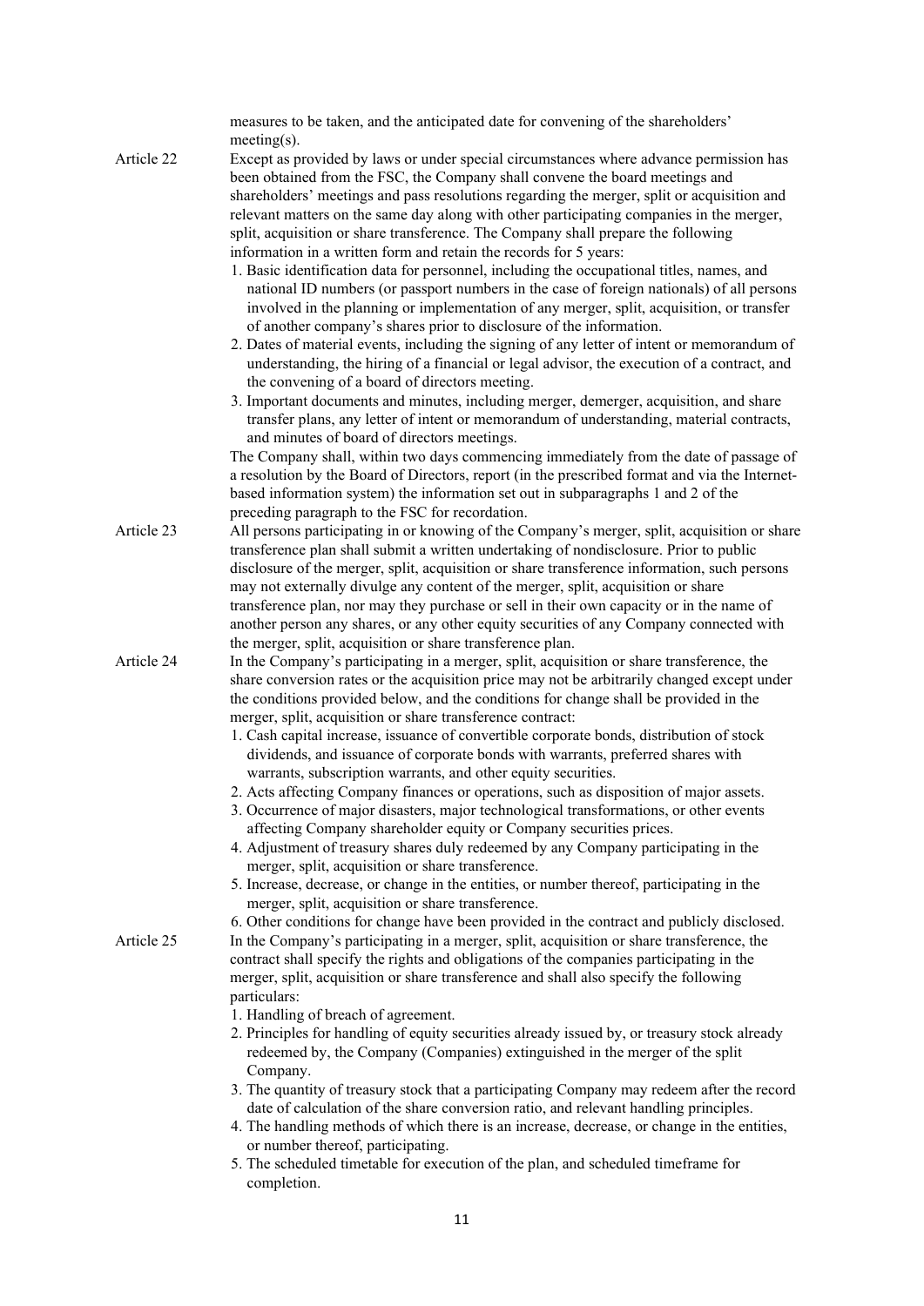measures to be taken, and the anticipated date for convening of the shareholders' meeting(s).

**Article 22**

Except as provided by laws or under special circumstances where advance permission has been obtained from the FSC, the Company shall convene the board meetings and shareholders' meetings and pass resolutions regarding the merger, split or acquisition and relevant matters on the same day along with other participating companies in the merger, split, acquisition or share transference. The Company shall prepare the following information in a written form and retain the records for 5 years:

1. Basic identification data for personnel, including the occupational titles, names, and national ID numbers (or passport numbers in the case of foreign nationals) of all persons involved in the planning or implementation of any merger, split, acquisition, or transfer of another company's shares prior to disclosure of the information.
2. Dates of material events, including the signing of any letter of intent or memorandum of understanding, the hiring of a financial or legal advisor, the execution of a contract, and the convening of a board of directors meeting.
3. Important documents and minutes, including merger, demerger, acquisition, and share transfer plans, any letter of intent or memorandum of understanding, material contracts, and minutes of board of directors meetings.

The Company shall, within two days commencing immediately from the date of passage of a resolution by the Board of Directors, report (in the prescribed format and via the Internet-based information system) the information set out in subparagraphs 1 and 2 of the preceding paragraph to the FSC for recordation.

**Article 23**

All persons participating in or knowing of the Company's merger, split, acquisition or share transference plan shall submit a written undertaking of nondisclosure. Prior to public disclosure of the merger, split, acquisition or share transference information, such persons may not externally divulge any content of the merger, split, acquisition or share transference plan, nor may they purchase or sell in their own capacity or in the name of another person any shares, or any other equity securities of any Company connected with the merger, split, acquisition or share transference plan.

**Article 24**

In the Company's participating in a merger, split, acquisition or share transference, the share conversion rates or the acquisition price may not be arbitrarily changed except under the conditions provided below, and the conditions for change shall be provided in the merger, split, acquisition or share transference contract:

1. Cash capital increase, issuance of convertible corporate bonds, distribution of stock dividends, and issuance of corporate bonds with warrants, preferred shares with warrants, subscription warrants, and other equity securities.
2. Acts affecting Company finances or operations, such as disposition of major assets.
3. Occurrence of major disasters, major technological transformations, or other events affecting Company shareholder equity or Company securities prices.
4. Adjustment of treasury shares duly redeemed by any Company participating in the merger, split, acquisition or share transference.
5. Increase, decrease, or change in the entities, or number thereof, participating in the merger, split, acquisition or share transference.
6. Other conditions for change have been provided in the contract and publicly disclosed.

**Article 25**

In the Company's participating in a merger, split, acquisition or share transference, the contract shall specify the rights and obligations of the companies participating in the merger, split, acquisition or share transference and shall also specify the following particulars:

1. Handling of breach of agreement.
2. Principles for handling of equity securities already issued by, or treasury stock already redeemed by, the Company (Companies) extinguished in the merger of the split Company.
3. The quantity of treasury stock that a participating Company may redeem after the record date of calculation of the share conversion ratio, and relevant handling principles.
4. The handling methods of which there is an increase, decrease, or change in the entities, or number thereof, participating.
5. The scheduled timetable for execution of the plan, and scheduled timeframe for completion.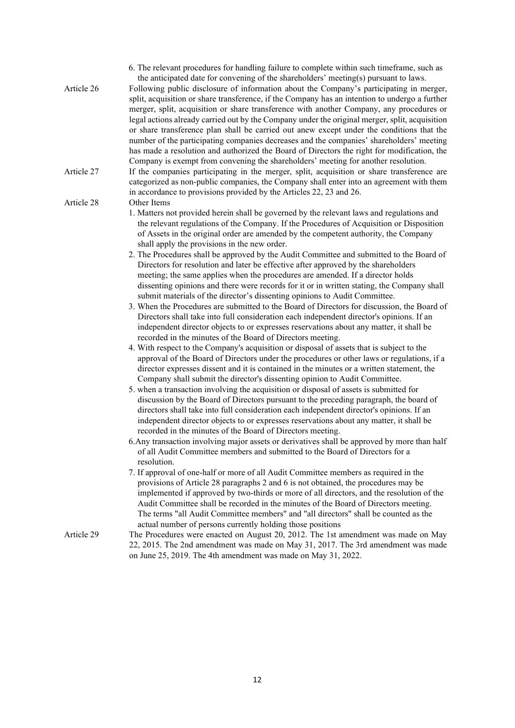6. The relevant procedures for handling failure to complete within such timeframe, such as the anticipated date for convening of the shareholders' meeting(s) pursuant to laws.

**Article 26** Following public disclosure of information about the Company's participating in merger, split, acquisition or share transference, if the Company has an intention to undergo a further merger, split, acquisition or share transference with another Company, any procedures or legal actions already carried out by the Company under the original merger, split, acquisition or share transference plan shall be carried out anew except under the conditions that the number of the participating companies decreases and the companies' shareholders' meeting has made a resolution and authorized the Board of Directors the right for modification, the Company is exempt from convening the shareholders' meeting for another resolution.

**Article 27** If the companies participating in the merger, split, acquisition or share transference are categorized as non-public companies, the Company shall enter into an agreement with them in accordance to provisions provided by the Articles 22, 23 and 26.

**Article 28** Other Items

1. Matters not provided herein shall be governed by the relevant laws and regulations and the relevant regulations of the Company. If the Procedures of Acquisition or Disposition of Assets in the original order are amended by the competent authority, the Company shall apply the provisions in the new order.
2. The Procedures shall be approved by the Audit Committee and submitted to the Board of Directors for resolution and later be effective after approved by the shareholders meeting; the same applies when the procedures are amended. If a director holds dissenting opinions and there were records for it or in written stating, the Company shall submit materials of the director's dissenting opinions to Audit Committee.
3. When the Procedures are submitted to the Board of Directors for discussion, the Board of Directors shall take into full consideration each independent director's opinions. If an independent director objects to or expresses reservations about any matter, it shall be recorded in the minutes of the Board of Directors meeting.
4. With respect to the Company's acquisition or disposal of assets that is subject to the approval of the Board of Directors under the procedures or other laws or regulations, if a director expresses dissent and it is contained in the minutes or a written statement, the Company shall submit the director's dissenting opinion to Audit Committee.
5. when a transaction involving the acquisition or disposal of assets is submitted for discussion by the Board of Directors pursuant to the preceding paragraph, the board of directors shall take into full consideration each independent director's opinions. If an independent director objects to or expresses reservations about any matter, it shall be recorded in the minutes of the Board of Directors meeting.
6. Any transaction involving major assets or derivatives shall be approved by more than half of all Audit Committee members and submitted to the Board of Directors for a resolution.
7. If approval of one-half or more of all Audit Committee members as required in the provisions of Article 28 paragraphs 2 and 6 is not obtained, the procedures may be implemented if approved by two-thirds or more of all directors, and the resolution of the Audit Committee shall be recorded in the minutes of the Board of Directors meeting. The terms "all Audit Committee members" and "all directors" shall be counted as the actual number of persons currently holding those positions

**Article 29** The Procedures were enacted on August 20, 2012. The 1st amendment was made on May 22, 2015. The 2nd amendment was made on May 31, 2017. The 3rd amendment was made on June 25, 2019. The 4th amendment was made on May 31, 2022.